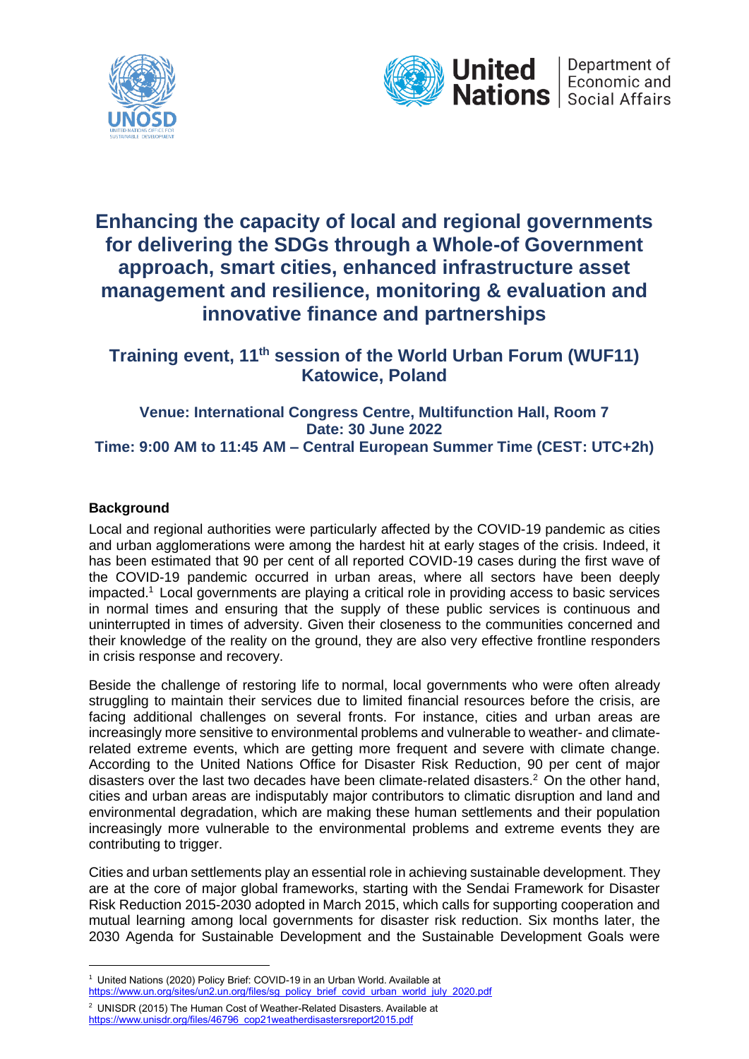# Enhancing the capacity of local and regional governments for delivering the SDGs through a Whole-of Government approach, smart cities, enhanced infrastructure asset management and resilience, monitoring & evaluation and innovative finance and partnerships

## Training event, 11th session of the World Urban Forum (WUF11) Katowice, Poland

### Venue: International Congress Centre, Multifunction Hall, Room 7
### Date: 30 June 2022
### Time: 9:00 AM to 11:45 AM – Central European Summer Time (CEST: UTC+2h)

**Background**

Local and regional authorities were particularly affected by the COVID-19 pandemic as cities and urban agglomerations were among the hardest hit at early stages of the crisis. Indeed, it has been estimated that 90 per cent of all reported COVID-19 cases during the first wave of the COVID-19 pandemic occurred in urban areas, where all sectors have been deeply impacted.[1] Local governments are playing a critical role in providing access to basic services in normal times and ensuring that the supply of these public services is continuous and uninterrupted in times of adversity. Given their closeness to the communities concerned and their knowledge of the reality on the ground, they are also very effective frontline responders in crisis response and recovery.

Beside the challenge of restoring life to normal, local governments who were often already struggling to maintain their services due to limited financial resources before the crisis, are facing additional challenges on several fronts. For instance, cities and urban areas are increasingly more sensitive to environmental problems and vulnerable to weather- and climate-related extreme events, which are getting more frequent and severe with climate change. According to the United Nations Office for Disaster Risk Reduction, 90 per cent of major disasters over the last two decades have been climate-related disasters.[2] On the other hand, cities and urban areas are indisputably major contributors to climatic disruption and land and environmental degradation, which are making these human settlements and their population increasingly more vulnerable to the environmental problems and extreme events they are contributing to trigger.

Cities and urban settlements play an essential role in achieving sustainable development. They are at the core of major global frameworks, starting with the Sendai Framework for Disaster Risk Reduction 2015-2030 adopted in March 2015, which calls for supporting cooperation and mutual learning among local governments for disaster risk reduction. Six months later, the 2030 Agenda for Sustainable Development and the Sustainable Development Goals were

---

[1] United Nations (2020) Policy Brief: COVID-19 in an Urban World. Available at https://www.un.org/sites/un2.un.org/files/sg_policy_brief_covid_urban_world_july_2020.pdf

[2] UNISDR (2015) The Human Cost of Weather-Related Disasters. Available at https://www.unisdr.org/files/46796_cop21weatherdisastersreport2015.pdf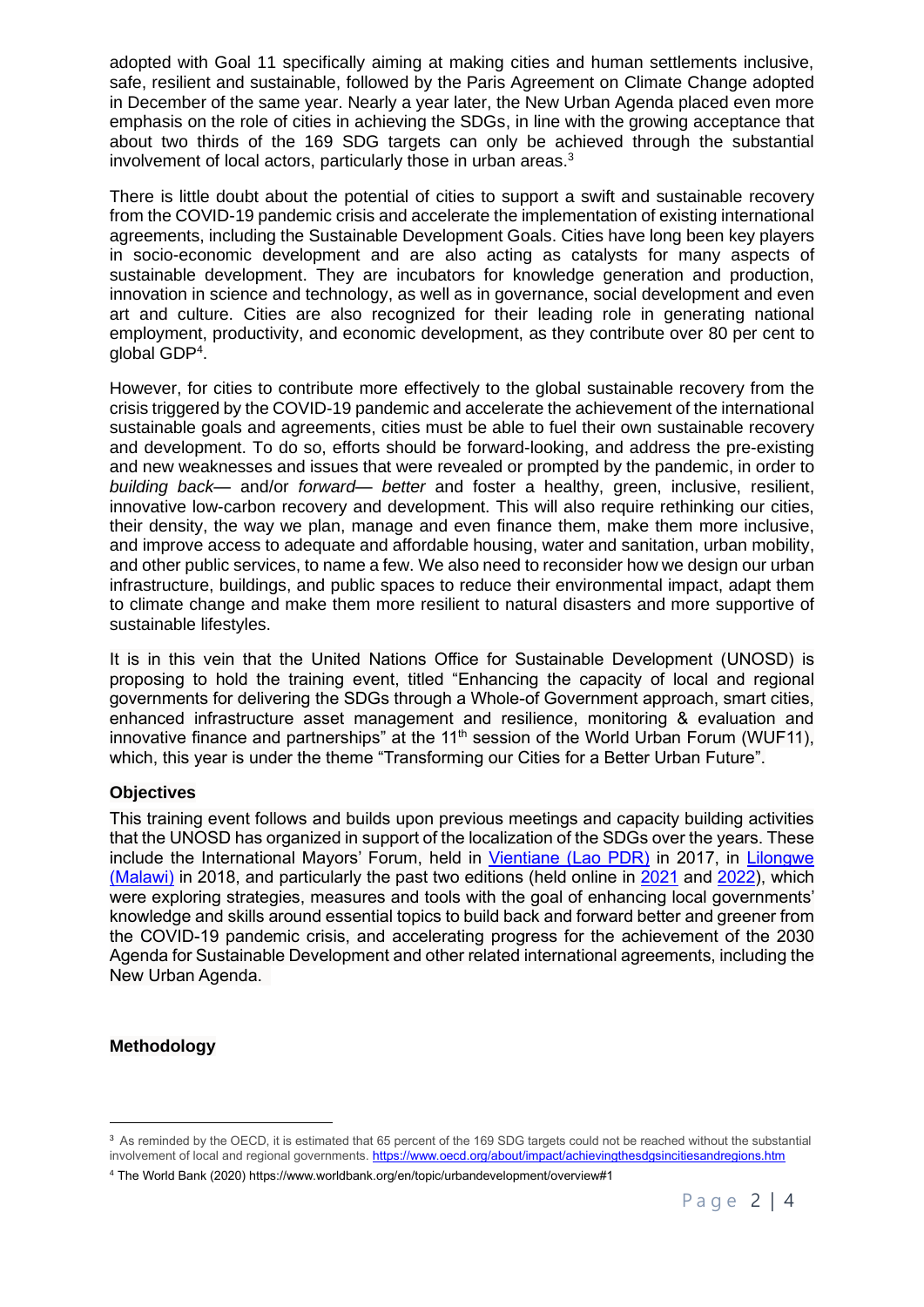adopted with Goal 11 specifically aiming at making cities and human settlements inclusive, safe, resilient and sustainable, followed by the Paris Agreement on Climate Change adopted in December of the same year. Nearly a year later, the New Urban Agenda placed even more emphasis on the role of cities in achieving the SDGs, in line with the growing acceptance that about two thirds of the 169 SDG targets can only be achieved through the substantial involvement of local actors, particularly those in urban areas.[3]

There is little doubt about the potential of cities to support a swift and sustainable recovery from the COVID-19 pandemic crisis and accelerate the implementation of existing international agreements, including the Sustainable Development Goals. Cities have long been key players in socio-economic development and are also acting as catalysts for many aspects of sustainable development. They are incubators for knowledge generation and production, innovation in science and technology, as well as in governance, social development and even art and culture. Cities are also recognized for their leading role in generating national employment, productivity, and economic development, as they contribute over 80 per cent to global GDP[4].

However, for cities to contribute more effectively to the global sustainable recovery from the crisis triggered by the COVID-19 pandemic and accelerate the achievement of the international sustainable goals and agreements, cities must be able to fuel their own sustainable recovery and development. To do so, efforts should be forward-looking, and address the pre-existing and new weaknesses and issues that were revealed or prompted by the pandemic, in order to *building back*— and/or *forward*— *better* and foster a healthy, green, inclusive, resilient, innovative low-carbon recovery and development. This will also require rethinking our cities, their density, the way we plan, manage and even finance them, make them more inclusive, and improve access to adequate and affordable housing, water and sanitation, urban mobility, and other public services, to name a few. We also need to reconsider how we design our urban infrastructure, buildings, and public spaces to reduce their environmental impact, adapt them to climate change and make them more resilient to natural disasters and more supportive of sustainable lifestyles.

It is in this vein that the United Nations Office for Sustainable Development (UNOSD) is proposing to hold the training event, titled "Enhancing the capacity of local and regional governments for delivering the SDGs through a Whole-of Government approach, smart cities, enhanced infrastructure asset management and resilience, monitoring & evaluation and innovative finance and partnerships" at the 11th session of the World Urban Forum (WUF11), which, this year is under the theme "Transforming our Cities for a Better Urban Future".

**Objectives**

This training event follows and builds upon previous meetings and capacity building activities that the UNOSD has organized in support of the localization of the SDGs over the years. These include the International Mayors' Forum, held in Vientiane (Lao PDR) in 2017, in Lilongwe (Malawi) in 2018, and particularly the past two editions (held online in 2021 and 2022), which were exploring strategies, measures and tools with the goal of enhancing local governments' knowledge and skills around essential topics to build back and forward better and greener from the COVID-19 pandemic crisis, and accelerating progress for the achievement of the 2030 Agenda for Sustainable Development and other related international agreements, including the New Urban Agenda.

**Methodology**

---

[3] As reminded by the OECD, it is estimated that 65 percent of the 169 SDG targets could not be reached without the substantial involvement of local and regional governments. https://www.oecd.org/about/impact/achievingthesdgsincitiesandregions.htm

[4] The World Bank (2020) https://www.worldbank.org/en/topic/urbandevelopment/overview#1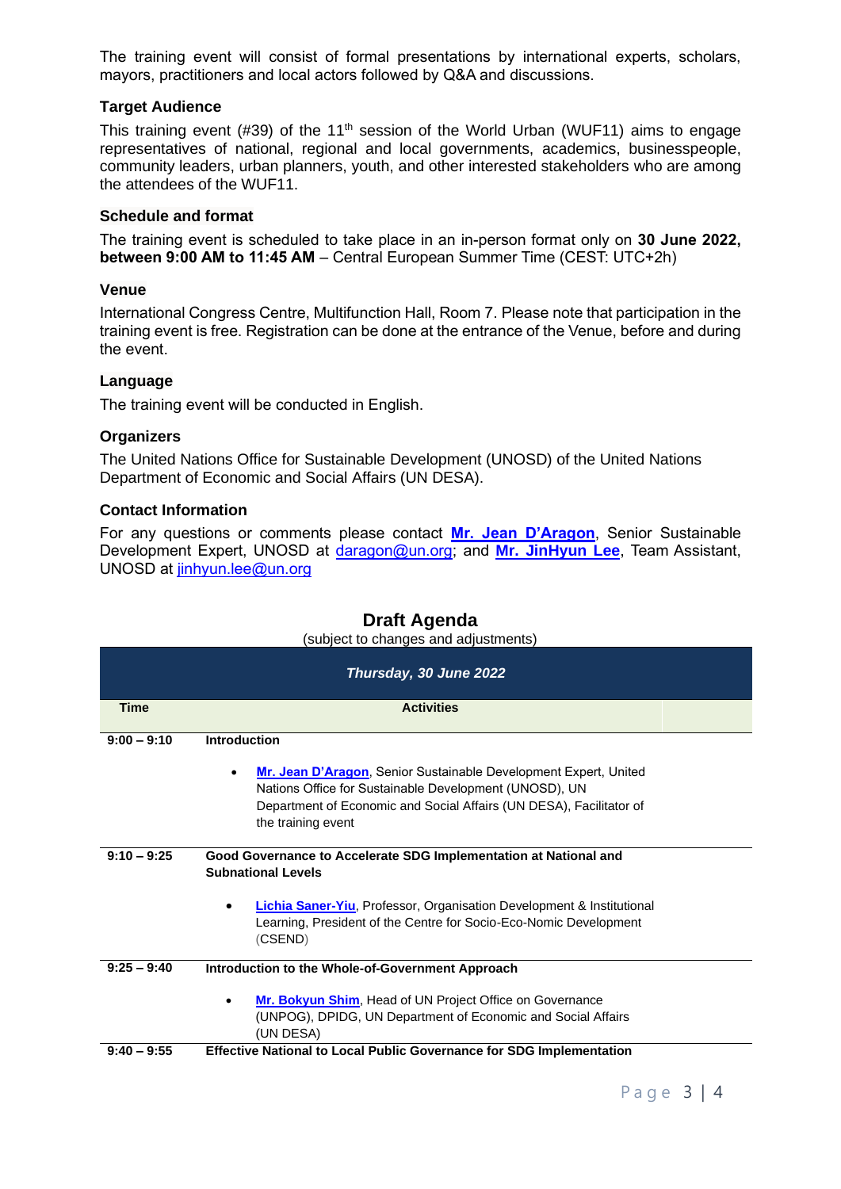The training event will consist of formal presentations by international experts, scholars, mayors, practitioners and local actors followed by Q&A and discussions.

### Target Audience

This training event (#39) of the 11th session of the World Urban (WUF11) aims to engage representatives of national, regional and local governments, academics, businesspeople, community leaders, urban planners, youth, and other interested stakeholders who are among the attendees of the WUF11.

### Schedule and format

The training event is scheduled to take place in an in-person format only on **30 June 2022, between 9:00 AM to 11:45 AM** – Central European Summer Time (CEST: UTC+2h)

### Venue

International Congress Centre, Multifunction Hall, Room 7. Please note that participation in the training event is free. Registration can be done at the entrance of the Venue, before and during the event.

### Language

The training event will be conducted in English.

### Organizers

The United Nations Office for Sustainable Development (UNOSD) of the United Nations Department of Economic and Social Affairs (UN DESA).

### Contact Information

For any questions or comments please contact **Mr. Jean D'Aragon**, Senior Sustainable Development Expert, UNOSD at daragon@un.org; and **Mr. JinHyun Lee**, Team Assistant, UNOSD at jinhyun.lee@un.org

## Draft Agenda

(subject to changes and adjustments)

| *Thursday, 30 June 2022* | |
|---|---|
| **Time** | **Activities** |
| **9:00 – 9:10** | **Introduction**<br><br>• **Mr. Jean D'Aragon**, Senior Sustainable Development Expert, United Nations Office for Sustainable Development (UNOSD), UN Department of Economic and Social Affairs (UN DESA), Facilitator of the training event |
| **9:10 – 9:25** | **Good Governance to Accelerate SDG Implementation at National and Subnational Levels**<br><br>• **Lichia Saner-Yiu**, Professor, Organisation Development & Institutional Learning, President of the Centre for Socio-Eco-Nomic Development (CSEND) |
| **9:25 – 9:40** | **Introduction to the Whole-of-Government Approach**<br><br>• **Mr. Bokyun Shim**, Head of UN Project Office on Governance (UNPOG), DPIDG, UN Department of Economic and Social Affairs (UN DESA) |
| **9:40 – 9:55** | **Effective National to Local Public Governance for SDG Implementation** |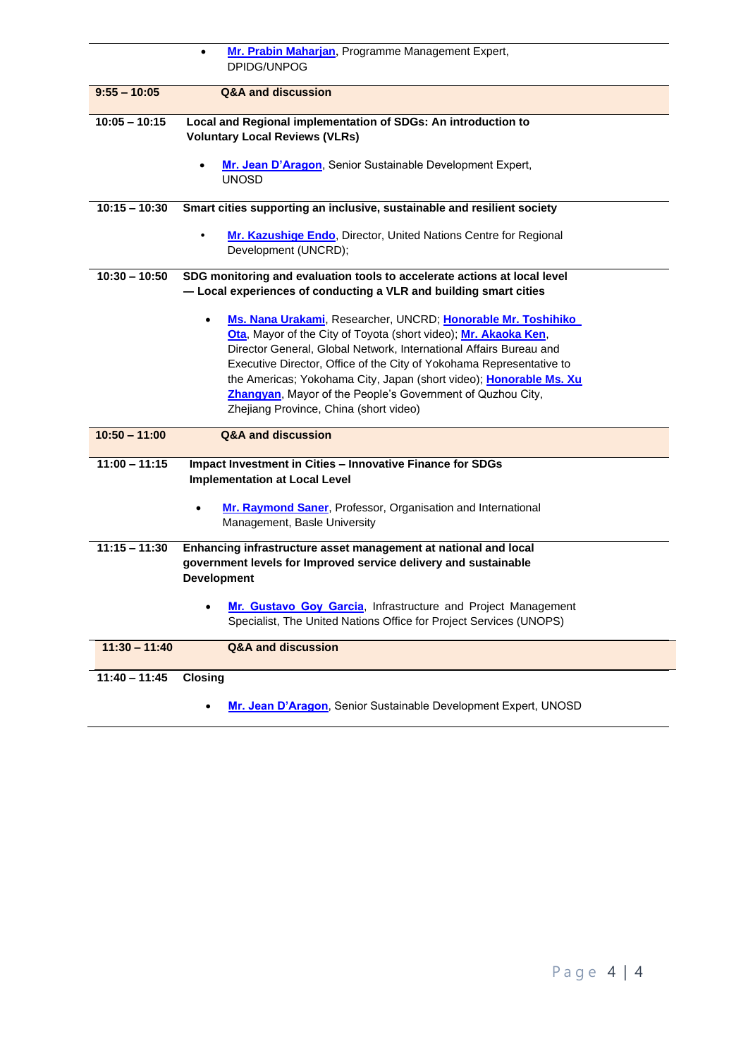| | |
|---|---|
| | • **Mr. Prabin Maharjan**, Programme Management Expert, DPIDG/UNPOG |
| **9:55 – 10:05** | **Q&A and discussion** |
| **10:05 – 10:15** | **Local and Regional implementation of SDGs: An introduction to Voluntary Local Reviews (VLRs)**<br><br>• **Mr. Jean D'Aragon**, Senior Sustainable Development Expert, UNOSD |
| **10:15 – 10:30** | **Smart cities supporting an inclusive, sustainable and resilient society**<br><br>• **Mr. Kazushige Endo**, Director, United Nations Centre for Regional Development (UNCRD); |
| **10:30 – 10:50** | **SDG monitoring and evaluation tools to accelerate actions at local level — Local experiences of conducting a VLR and building smart cities**<br><br>• **Ms. Nana Urakami**, Researcher, UNCRD; **Honorable Mr. Toshihiko Ota**, Mayor of the City of Toyota (short video); **Mr. Akaoka Ken**, Director General, Global Network, International Affairs Bureau and Executive Director, Office of the City of Yokohama Representative to the Americas; Yokohama City, Japan (short video); **Honorable Ms. Xu Zhangyan**, Mayor of the People's Government of Quzhou City, Zhejiang Province, China (short video) |
| **10:50 – 11:00** | **Q&A and discussion** |
| **11:00 – 11:15** | **Impact Investment in Cities – Innovative Finance for SDGs Implementation at Local Level**<br><br>• **Mr. Raymond Saner**, Professor, Organisation and International Management, Basle University |
| **11:15 – 11:30** | **Enhancing infrastructure asset management at national and local government levels for Improved service delivery and sustainable Development**<br><br>• **Mr. Gustavo Goy Garcia**, Infrastructure and Project Management Specialist, The United Nations Office for Project Services (UNOPS) |
| **11:30 – 11:40** | **Q&A and discussion** |
| **11:40 – 11:45** | **Closing**<br><br>• **Mr. Jean D'Aragon**, Senior Sustainable Development Expert, UNOSD |